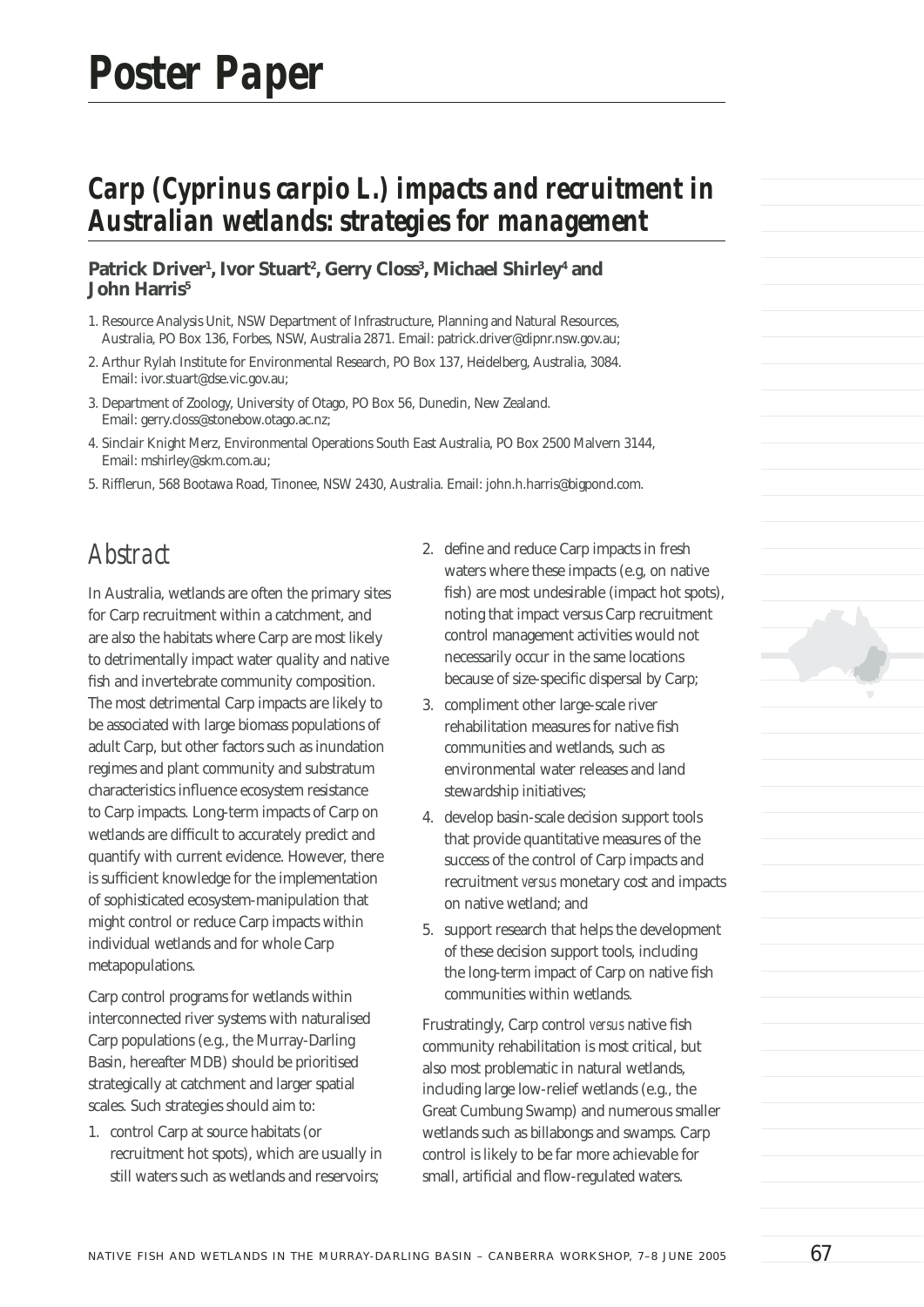# Poster Paper

## Carp (*Cyprinus carpio* L.) impacts and recruitment in Australian wetlands: strategies for management

**Patrick Driver[1], Ivor Stuart[2], Gerry Closs[3], Michael Shirley[4] and John Harris[5]**

1. Resource Analysis Unit, NSW Department of Infrastructure, Planning and Natural Resources, Australia, PO Box 136, Forbes, NSW, Australia 2871. Email: patrick.driver@dipnr.nsw.gov.au;
2. Arthur Rylah Institute for Environmental Research, PO Box 137, Heidelberg, Australia, 3084. Email: ivor.stuart@dse.vic.gov.au;
3. Department of Zoology, University of Otago, PO Box 56, Dunedin, New Zealand. Email: gerry.closs@stonebow.otago.ac.nz;
4. Sinclair Knight Merz, Environmental Operations South East Australia, PO Box 2500 Malvern 3144, Email: mshirley@skm.com.au;
5. Rifflerun, 568 Bootawa Road, Tinonee, NSW 2430, Australia. Email: john.h.harris@bigpond.com.

## Abstract

In Australia, wetlands are often the primary sites for Carp recruitment within a catchment, and are also the habitats where Carp are most likely to detrimentally impact water quality and native fish and invertebrate community composition. The most detrimental Carp impacts are likely to be associated with large biomass populations of adult Carp, but other factors such as inundation regimes and plant community and substratum characteristics influence ecosystem resistance to Carp impacts. Long-term impacts of Carp on wetlands are difficult to accurately predict and quantify with current evidence. However, there is sufficient knowledge for the implementation of sophisticated ecosystem-manipulation that might control or reduce Carp impacts within individual wetlands and for whole Carp metapopulations.

Carp control programs for wetlands within interconnected river systems with naturalised Carp populations (e.g., the Murray-Darling Basin, hereafter MDB) should be prioritised strategically at catchment and larger spatial scales. Such strategies should aim to:

1. control Carp at source habitats (or recruitment hot spots), which are usually in still waters such as wetlands and reservoirs;
2. define and reduce Carp impacts in fresh waters where these impacts (e.g, on native fish) are most undesirable (impact hot spots), noting that impact versus Carp recruitment control management activities would not necessarily occur in the same locations because of size-specific dispersal by Carp;
3. compliment other large-scale river rehabilitation measures for native fish communities and wetlands, such as environmental water releases and land stewardship initiatives;
4. develop basin-scale decision support tools that provide quantitative measures of the success of the control of Carp impacts and recruitment *versus* monetary cost and impacts on native wetland; and
5. support research that helps the development of these decision support tools, including the long-term impact of Carp on native fish communities within wetlands.

Frustratingly, Carp control *versus* native fish community rehabilitation is most critical, but also most problematic in natural wetlands, including large low-relief wetlands (e.g., the Great Cumbung Swamp) and numerous smaller wetlands such as billabongs and swamps. Carp control is likely to be far more achievable for small, artificial and flow-regulated waters.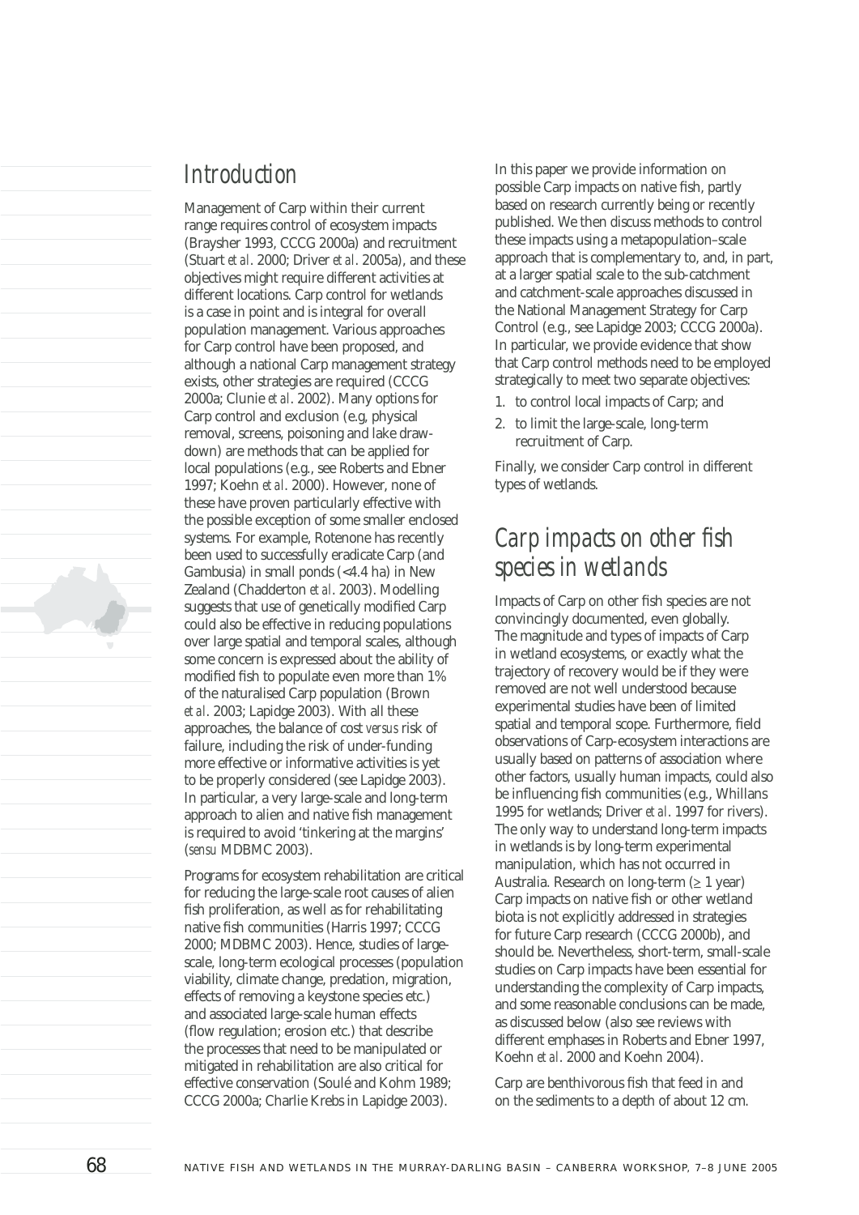## Introduction

Management of Carp within their current range requires control of ecosystem impacts (Braysher 1993, CCCG 2000a) and recruitment (Stuart *et al*. 2000; Driver *et al*. 2005a), and these objectives might require different activities at different locations. Carp control for wetlands is a case in point and is integral for overall population management. Various approaches for Carp control have been proposed, and although a national Carp management strategy exists, other strategies are required (CCCG 2000a; Clunie *et al*. 2002). Many options for Carp control and exclusion (e.g, physical removal, screens, poisoning and lake draw-down) are methods that can be applied for local populations (e.g., see Roberts and Ebner 1997; Koehn *et al*. 2000). However, none of these have proven particularly effective with the possible exception of some smaller enclosed systems. For example, Rotenone has recently been used to successfully eradicate Carp (and Gambusia) in small ponds (<4.4 ha) in New Zealand (Chadderton *et al*. 2003). Modelling suggests that use of genetically modified Carp could also be effective in reducing populations over large spatial and temporal scales, although some concern is expressed about the ability of modified fish to populate even more than 1% of the naturalised Carp population (Brown *et al*. 2003; Lapidge 2003). With all these approaches, the balance of cost *versus* risk of failure, including the risk of under-funding more effective or informative activities is yet to be properly considered (see Lapidge 2003). In particular, a very large-scale and long-term approach to alien and native fish management is required to avoid 'tinkering at the margins' (*sensu* MDBMC 2003).

Programs for ecosystem rehabilitation are critical for reducing the large-scale root causes of alien fish proliferation, as well as for rehabilitating native fish communities (Harris 1997; CCCG 2000; MDBMC 2003). Hence, studies of large-scale, long-term ecological processes (population viability, climate change, predation, migration, effects of removing a keystone species etc.) and associated large-scale human effects (flow regulation; erosion etc.) that describe the processes that need to be manipulated or mitigated in rehabilitation are also critical for effective conservation (Soulé and Kohm 1989; CCCG 2000a; Charlie Krebs in Lapidge 2003).

In this paper we provide information on possible Carp impacts on native fish, partly based on research currently being or recently published. We then discuss methods to control these impacts using a metapopulation–scale approach that is complementary to, and, in part, at a larger spatial scale to the sub-catchment and catchment-scale approaches discussed in the National Management Strategy for Carp Control (e.g., see Lapidge 2003; CCCG 2000a). In particular, we provide evidence that show that Carp control methods need to be employed strategically to meet two separate objectives:

1. to control local impacts of Carp; and
2. to limit the large-scale, long-term recruitment of Carp.

Finally, we consider Carp control in different types of wetlands.

## Carp impacts on other fish species in wetlands

Impacts of Carp on other fish species are not convincingly documented, even globally. The magnitude and types of impacts of Carp in wetland ecosystems, or exactly what the trajectory of recovery would be if they were removed are not well understood because experimental studies have been of limited spatial and temporal scope. Furthermore, field observations of Carp-ecosystem interactions are usually based on patterns of association where other factors, usually human impacts, could also be influencing fish communities (e.g., Whillans 1995 for wetlands; Driver *et al*. 1997 for rivers). The only way to understand long-term impacts in wetlands is by long-term experimental manipulation, which has not occurred in Australia. Research on long-term (≥ 1 year) Carp impacts on native fish or other wetland biota is not explicitly addressed in strategies for future Carp research (CCCG 2000b), and should be. Nevertheless, short-term, small-scale studies on Carp impacts have been essential for understanding the complexity of Carp impacts, and some reasonable conclusions can be made, as discussed below (also see reviews with different emphases in Roberts and Ebner 1997, Koehn *et al*. 2000 and Koehn 2004).

Carp are benthivorous fish that feed in and on the sediments to a depth of about 12 cm.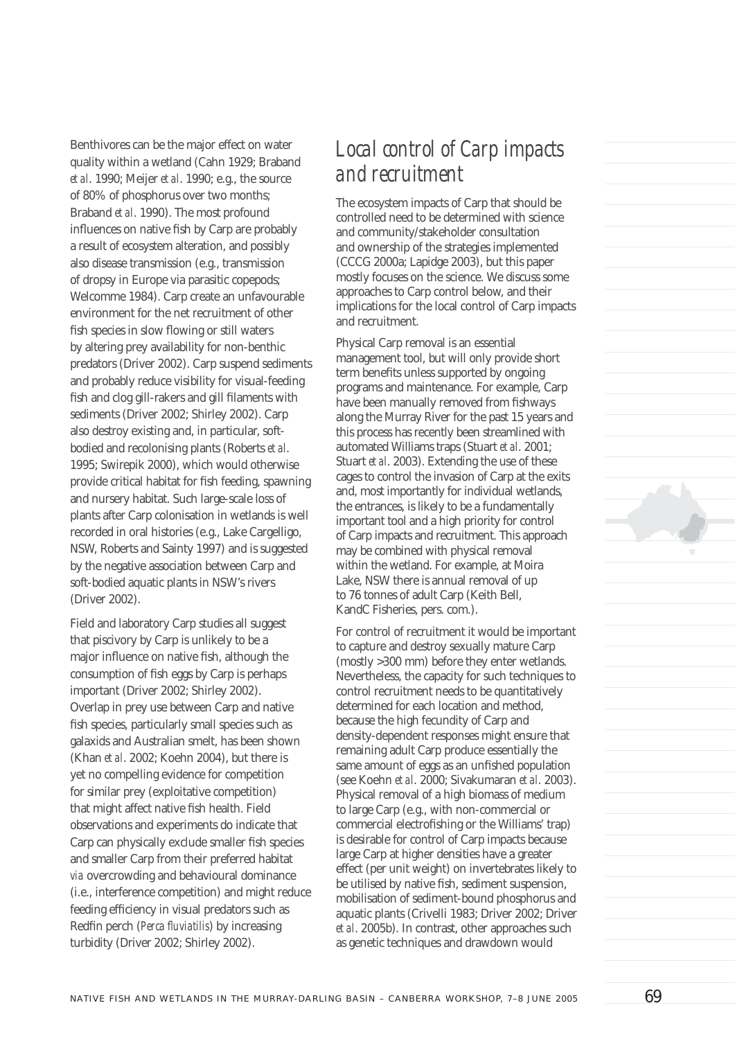Benthivores can be the major effect on water quality within a wetland (Cahn 1929; Braband *et al*. 1990; Meijer *et al*. 1990; e.g., the source of 80% of phosphorus over two months; Braband *et al*. 1990). The most profound influences on native fish by Carp are probably a result of ecosystem alteration, and possibly also disease transmission (e.g., transmission of dropsy in Europe via parasitic copepods; Welcomme 1984). Carp create an unfavourable environment for the net recruitment of other fish species in slow flowing or still waters by altering prey availability for non-benthic predators (Driver 2002). Carp suspend sediments and probably reduce visibility for visual-feeding fish and clog gill-rakers and gill filaments with sediments (Driver 2002; Shirley 2002). Carp also destroy existing and, in particular, soft-bodied and recolonising plants (Roberts *et al*. 1995; Swirepik 2000), which would otherwise provide critical habitat for fish feeding, spawning and nursery habitat. Such large-scale loss of plants after Carp colonisation in wetlands is well recorded in oral histories (e.g., Lake Cargelligo, NSW, Roberts and Sainty 1997) and is suggested by the negative association between Carp and soft-bodied aquatic plants in NSW's rivers (Driver 2002).

Field and laboratory Carp studies all suggest that piscivory by Carp is unlikely to be a major influence on native fish, although the consumption of fish eggs by Carp is perhaps important (Driver 2002; Shirley 2002). Overlap in prey use between Carp and native fish species, particularly small species such as galaxids and Australian smelt, has been shown (Khan *et al*. 2002; Koehn 2004), but there is yet no compelling evidence for competition for similar prey (exploitative competition) that might affect native fish health. Field observations and experiments do indicate that Carp can physically exclude smaller fish species and smaller Carp from their preferred habitat *via* overcrowding and behavioural dominance (i.e., interference competition) and might reduce feeding efficiency in visual predators such as Redfin perch (*Perca fluviatilis*) by increasing turbidity (Driver 2002; Shirley 2002).

## Local control of Carp impacts and recruitment

The ecosystem impacts of Carp that should be controlled need to be determined with science and community/stakeholder consultation and ownership of the strategies implemented (CCCG 2000a; Lapidge 2003), but this paper mostly focuses on the science. We discuss some approaches to Carp control below, and their implications for the local control of Carp impacts and recruitment.

Physical Carp removal is an essential management tool, but will only provide short term benefits unless supported by ongoing programs and maintenance. For example, Carp have been manually removed from fishways along the Murray River for the past 15 years and this process has recently been streamlined with automated Williams traps (Stuart *et al*. 2001; Stuart *et al*. 2003). Extending the use of these cages to control the invasion of Carp at the exits and, most importantly for individual wetlands, the entrances, is likely to be a fundamentally important tool and a high priority for control of Carp impacts and recruitment. This approach may be combined with physical removal within the wetland. For example, at Moira Lake, NSW there is annual removal of up to 76 tonnes of adult Carp (Keith Bell, KandC Fisheries, pers. com.).

For control of recruitment it would be important to capture and destroy sexually mature Carp (mostly >300 mm) before they enter wetlands. Nevertheless, the capacity for such techniques to control recruitment needs to be quantitatively determined for each location and method, because the high fecundity of Carp and density-dependent responses might ensure that remaining adult Carp produce essentially the same amount of eggs as an unfished population (see Koehn *et al*. 2000; Sivakumaran *et al*. 2003). Physical removal of a high biomass of medium to large Carp (e.g., with non-commercial or commercial electrofishing or the Williams' trap) is desirable for control of Carp impacts because large Carp at higher densities have a greater effect (per unit weight) on invertebrates likely to be utilised by native fish, sediment suspension, mobilisation of sediment-bound phosphorus and aquatic plants (Crivelli 1983; Driver 2002; Driver *et al*. 2005b). In contrast, other approaches such as genetic techniques and drawdown would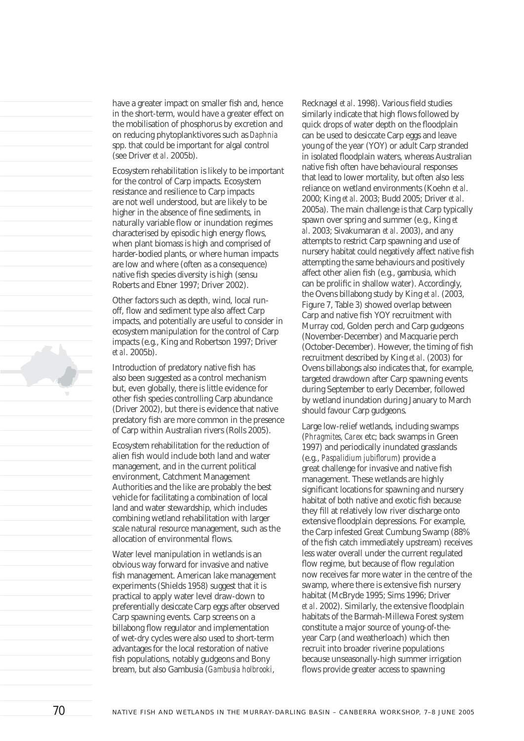have a greater impact on smaller fish and, hence in the short-term, would have a greater effect on the mobilisation of phosphorus by excretion and on reducing phytoplanktivores such as *Daphnia* spp. that could be important for algal control (see Driver *et al*. 2005b).

Ecosystem rehabilitation is likely to be important for the control of Carp impacts. Ecosystem resistance and resilience to Carp impacts are not well understood, but are likely to be higher in the absence of fine sediments, in naturally variable flow or inundation regimes characterised by episodic high energy flows, when plant biomass is high and comprised of harder-bodied plants, or where human impacts are low and where (often as a consequence) native fish species diversity is high (sensu Roberts and Ebner 1997; Driver 2002).

Other factors such as depth, wind, local run-off, flow and sediment type also affect Carp impacts, and potentially are useful to consider in ecosystem manipulation for the control of Carp impacts (e.g., King and Robertson 1997; Driver *et al*. 2005b).

Introduction of predatory native fish has also been suggested as a control mechanism but, even globally, there is little evidence for other fish species controlling Carp abundance (Driver 2002), but there is evidence that native predatory fish are more common in the presence of Carp within Australian rivers (Rolls 2005).

Ecosystem rehabilitation for the reduction of alien fish would include both land and water management, and in the current political environment, Catchment Management Authorities and the like are probably the best vehicle for facilitating a combination of local land and water stewardship, which includes combining wetland rehabilitation with larger scale natural resource management, such as the allocation of environmental flows.

Water level manipulation in wetlands is an obvious way forward for invasive and native fish management. American lake management experiments (Shields 1958) suggest that it is practical to apply water level draw-down to preferentially desiccate Carp eggs after observed Carp spawning events. Carp screens on a billabong flow regulator and implementation of wet-dry cycles were also used to short-term advantages for the local restoration of native fish populations, notably gudgeons and Bony bream, but also Gambusia (*Gambusia holbrooki*, Recknagel *et al*. 1998). Various field studies similarly indicate that high flows followed by quick drops of water depth on the floodplain can be used to desiccate Carp eggs and leave young of the year (YOY) or adult Carp stranded in isolated floodplain waters, whereas Australian native fish often have behavioural responses that lead to lower mortality, but often also less reliance on wetland environments (Koehn *et al*. 2000; King *et al*. 2003; Budd 2005; Driver *et al*. 2005a). The main challenge is that Carp typically spawn over spring and summer (e.g., King *et al*. 2003; Sivakumaran *et al*. 2003), and any attempts to restrict Carp spawning and use of nursery habitat could negatively affect native fish attempting the same behaviours and positively affect other alien fish (e.g., gambusia, which can be prolific in shallow water). Accordingly, the Ovens billabong study by King *et al*. (2003, Figure 7, Table 3) showed overlap between Carp and native fish YOY recruitment with Murray cod, Golden perch and Carp gudgeons (November-December) and Macquarie perch (October-December). However, the timing of fish recruitment described by King *et al*. (2003) for Ovens billabongs also indicates that, for example, targeted drawdown after Carp spawning events during September to early December, followed by wetland inundation during January to March should favour Carp gudgeons.

Large low-relief wetlands, including swamps (*Phragmites*, *Carex* etc; back swamps in Green 1997) and periodically inundated grasslands (e.g., *Paspalidium jubiflorum*) provide a great challenge for invasive and native fish management. These wetlands are highly significant locations for spawning and nursery habitat of both native and exotic fish because they fill at relatively low river discharge onto extensive floodplain depressions. For example, the Carp infested Great Cumbung Swamp (88% of the fish catch immediately upstream) receives less water overall under the current regulated flow regime, but because of flow regulation now receives far more water in the centre of the swamp, where there is extensive fish nursery habitat (McBryde 1995; Sims 1996; Driver *et al*. 2002). Similarly, the extensive floodplain habitats of the Barmah-Millewa Forest system constitute a major source of young-of-the-year Carp (and weatherloach) which then recruit into broader riverine populations because unseasonally-high summer irrigation flows provide greater access to spawning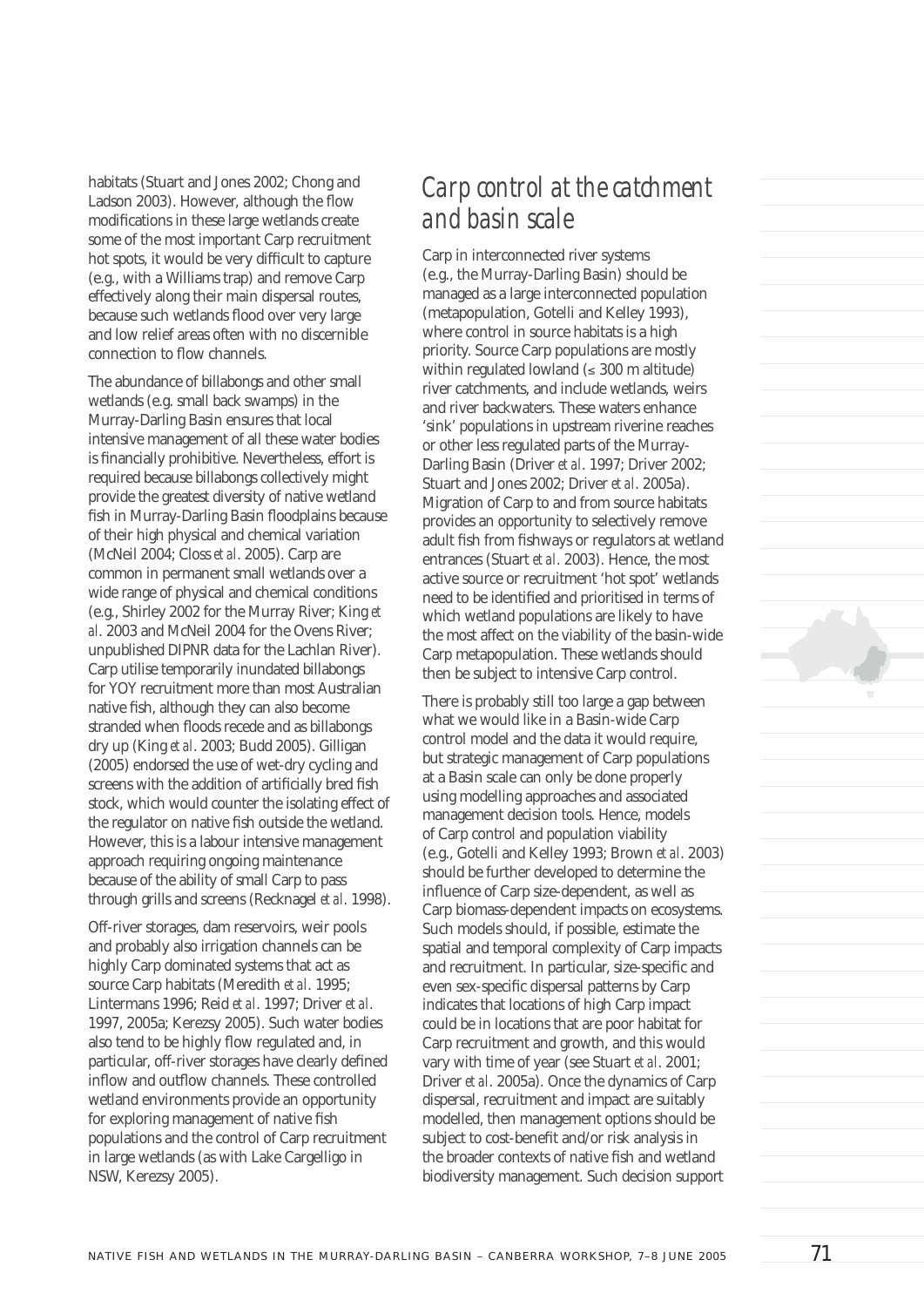habitats (Stuart and Jones 2002; Chong and Ladson 2003). However, although the flow modifications in these large wetlands create some of the most important Carp recruitment hot spots, it would be very difficult to capture (e.g., with a Williams trap) and remove Carp effectively along their main dispersal routes, because such wetlands flood over very large and low relief areas often with no discernible connection to flow channels.

The abundance of billabongs and other small wetlands (e.g. small back swamps) in the Murray-Darling Basin ensures that local intensive management of all these water bodies is financially prohibitive. Nevertheless, effort is required because billabongs collectively might provide the greatest diversity of native wetland fish in Murray-Darling Basin floodplains because of their high physical and chemical variation (McNeil 2004; Closs *et al*. 2005). Carp are common in permanent small wetlands over a wide range of physical and chemical conditions (e.g., Shirley 2002 for the Murray River; King *et al*. 2003 and McNeil 2004 for the Ovens River; unpublished DIPNR data for the Lachlan River). Carp utilise temporarily inundated billabongs for YOY recruitment more than most Australian native fish, although they can also become stranded when floods recede and as billabongs dry up (King *et al*. 2003; Budd 2005). Gilligan (2005) endorsed the use of wet-dry cycling and screens with the addition of artificially bred fish stock, which would counter the isolating effect of the regulator on native fish outside the wetland. However, this is a labour intensive management approach requiring ongoing maintenance because of the ability of small Carp to pass through grills and screens (Recknagel *et al*. 1998).

Off-river storages, dam reservoirs, weir pools and probably also irrigation channels can be highly Carp dominated systems that act as source Carp habitats (Meredith *et al*. 1995; Lintermans 1996; Reid *et al*. 1997; Driver *et al*. 1997, 2005a; Kerezsy 2005). Such water bodies also tend to be highly flow regulated and, in particular, off-river storages have clearly defined inflow and outflow channels. These controlled wetland environments provide an opportunity for exploring management of native fish populations and the control of Carp recruitment in large wetlands (as with Lake Cargelligo in NSW, Kerezsy 2005).

## Carp control at the catchment and basin scale

Carp in interconnected river systems (e.g., the Murray-Darling Basin) should be managed as a large interconnected population (metapopulation, Gotelli and Kelley 1993), where control in source habitats is a high priority. Source Carp populations are mostly within regulated lowland (≤ 300 m altitude) river catchments, and include wetlands, weirs and river backwaters. These waters enhance 'sink' populations in upstream riverine reaches or other less regulated parts of the Murray-Darling Basin (Driver *et al*. 1997; Driver 2002; Stuart and Jones 2002; Driver *et al*. 2005a). Migration of Carp to and from source habitats provides an opportunity to selectively remove adult fish from fishways or regulators at wetland entrances (Stuart *et al*. 2003). Hence, the most active source or recruitment 'hot spot' wetlands need to be identified and prioritised in terms of which wetland populations are likely to have the most affect on the viability of the basin-wide Carp metapopulation. These wetlands should then be subject to intensive Carp control.

There is probably still too large a gap between what we would like in a Basin-wide Carp control model and the data it would require, but strategic management of Carp populations at a Basin scale can only be done properly using modelling approaches and associated management decision tools. Hence, models of Carp control and population viability (e.g., Gotelli and Kelley 1993; Brown *et al*. 2003) should be further developed to determine the influence of Carp size-dependent, as well as Carp biomass-dependent impacts on ecosystems. Such models should, if possible, estimate the spatial and temporal complexity of Carp impacts and recruitment. In particular, size-specific and even sex-specific dispersal patterns by Carp indicates that locations of high Carp impact could be in locations that are poor habitat for Carp recruitment and growth, and this would vary with time of year (see Stuart *et al*. 2001; Driver *et al*. 2005a). Once the dynamics of Carp dispersal, recruitment and impact are suitably modelled, then management options should be subject to cost-benefit and/or risk analysis in the broader contexts of native fish and wetland biodiversity management. Such decision support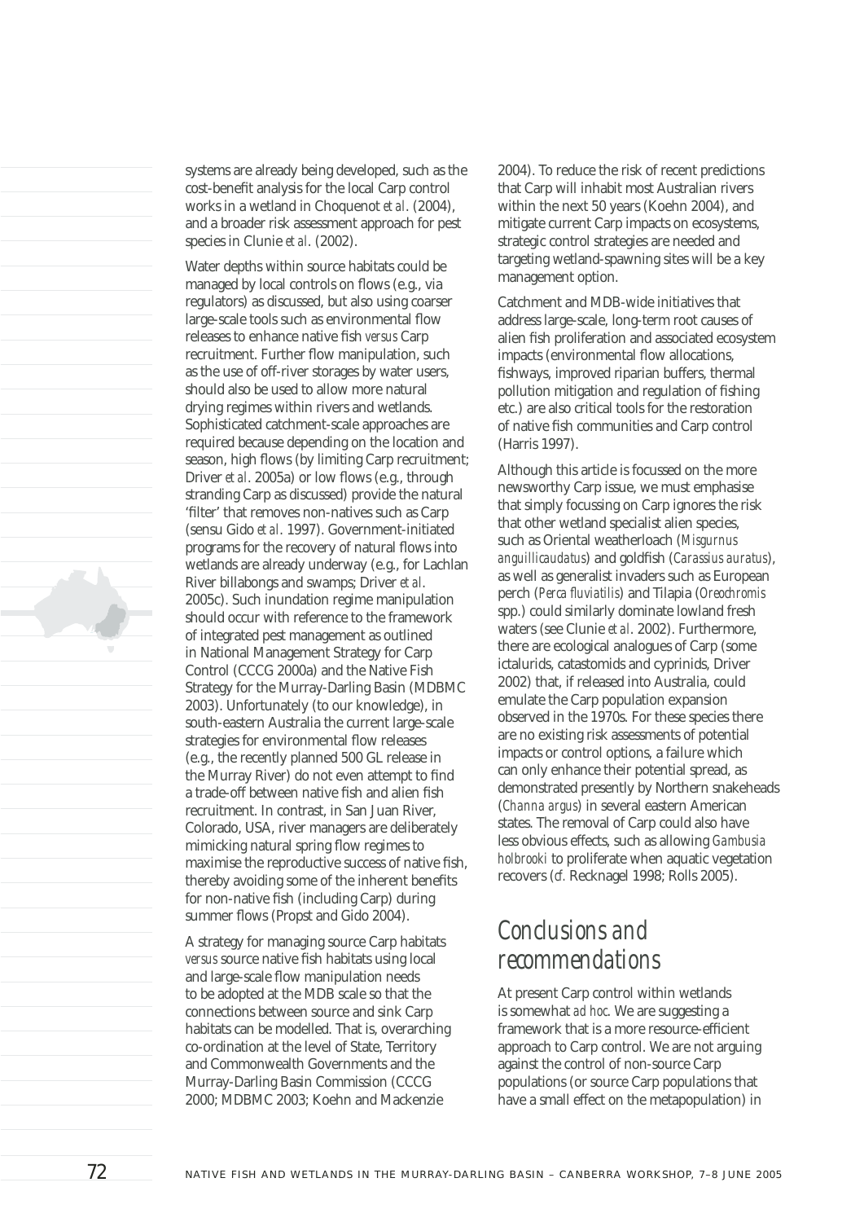systems are already being developed, such as the cost-benefit analysis for the local Carp control works in a wetland in Choquenot *et al*. (2004), and a broader risk assessment approach for pest species in Clunie *et al*. (2002).

Water depths within source habitats could be managed by local controls on flows (e.g., via regulators) as discussed, but also using coarser large-scale tools such as environmental flow releases to enhance native fish *versus* Carp recruitment. Further flow manipulation, such as the use of off-river storages by water users, should also be used to allow more natural drying regimes within rivers and wetlands. Sophisticated catchment-scale approaches are required because depending on the location and season, high flows (by limiting Carp recruitment; Driver *et al*. 2005a) or low flows (e.g., through stranding Carp as discussed) provide the natural 'filter' that removes non-natives such as Carp (sensu Gido *et al*. 1997). Government-initiated programs for the recovery of natural flows into wetlands are already underway (e.g., for Lachlan River billabongs and swamps; Driver *et al*. 2005c). Such inundation regime manipulation should occur with reference to the framework of integrated pest management as outlined in National Management Strategy for Carp Control (CCCG 2000a) and the Native Fish Strategy for the Murray-Darling Basin (MDBMC 2003). Unfortunately (to our knowledge), in south-eastern Australia the current large-scale strategies for environmental flow releases (e.g., the recently planned 500 GL release in the Murray River) do not even attempt to find a trade-off between native fish and alien fish recruitment. In contrast, in San Juan River, Colorado, USA, river managers are deliberately mimicking natural spring flow regimes to maximise the reproductive success of native fish, thereby avoiding some of the inherent benefits for non-native fish (including Carp) during summer flows (Propst and Gido 2004).

A strategy for managing source Carp habitats *versus* source native fish habitats using local and large-scale flow manipulation needs to be adopted at the MDB scale so that the connections between source and sink Carp habitats can be modelled. That is, overarching co-ordination at the level of State, Territory and Commonwealth Governments and the Murray-Darling Basin Commission (CCCG 2000; MDBMC 2003; Koehn and Mackenzie 2004). To reduce the risk of recent predictions that Carp will inhabit most Australian rivers within the next 50 years (Koehn 2004), and mitigate current Carp impacts on ecosystems, strategic control strategies are needed and targeting wetland-spawning sites will be a key management option.

Catchment and MDB-wide initiatives that address large-scale, long-term root causes of alien fish proliferation and associated ecosystem impacts (environmental flow allocations, fishways, improved riparian buffers, thermal pollution mitigation and regulation of fishing etc.) are also critical tools for the restoration of native fish communities and Carp control (Harris 1997).

Although this article is focussed on the more newsworthy Carp issue, we must emphasise that simply focussing on Carp ignores the risk that other wetland specialist alien species, such as Oriental weatherloach (*Misgurnus anguillicaudatus*) and goldfish (*Carassius auratus*), as well as generalist invaders such as European perch (*Perca fluviatilis*) and Tilapia (*Oreochromis* spp.) could similarly dominate lowland fresh waters (see Clunie *et al*. 2002). Furthermore, there are ecological analogues of Carp (some ictalurids, catastomids and cyprinids, Driver 2002) that, if released into Australia, could emulate the Carp population expansion observed in the 1970s. For these species there are no existing risk assessments of potential impacts or control options, a failure which can only enhance their potential spread, as demonstrated presently by Northern snakeheads (*Channa argus*) in several eastern American states. The removal of Carp could also have less obvious effects, such as allowing *Gambusia holbrooki* to proliferate when aquatic vegetation recovers (*cf.* Recknagel 1998; Rolls 2005).

## Conclusions and recommendations

At present Carp control within wetlands is somewhat *ad hoc*. We are suggesting a framework that is a more resource-efficient approach to Carp control. We are not arguing against the control of non-source Carp populations (or source Carp populations that have a small effect on the metapopulation) in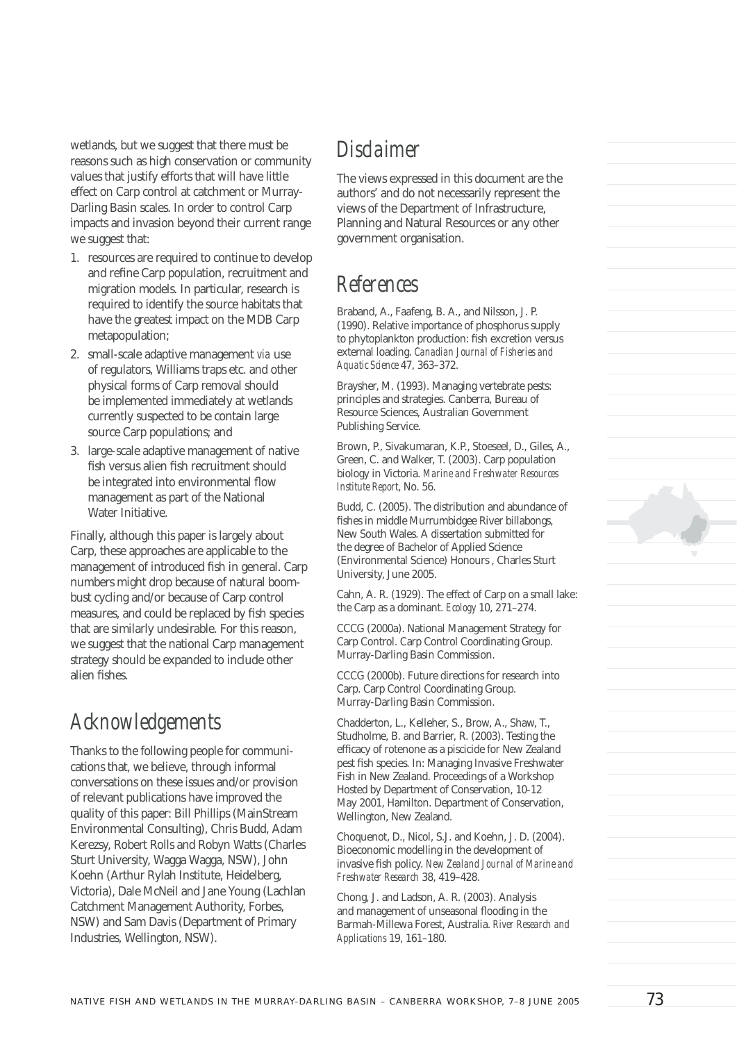wetlands, but we suggest that there must be reasons such as high conservation or community values that justify efforts that will have little effect on Carp control at catchment or Murray-Darling Basin scales. In order to control Carp impacts and invasion beyond their current range we suggest that:

1. resources are required to continue to develop and refine Carp population, recruitment and migration models. In particular, research is required to identify the source habitats that have the greatest impact on the MDB Carp metapopulation;
2. small-scale adaptive management *via* use of regulators, Williams traps etc. and other physical forms of Carp removal should be implemented immediately at wetlands currently suspected to be contain large source Carp populations; and
3. large-scale adaptive management of native fish versus alien fish recruitment should be integrated into environmental flow management as part of the National Water Initiative.

Finally, although this paper is largely about Carp, these approaches are applicable to the management of introduced fish in general. Carp numbers might drop because of natural boom-bust cycling and/or because of Carp control measures, and could be replaced by fish species that are similarly undesirable. For this reason, we suggest that the national Carp management strategy should be expanded to include other alien fishes.

## Acknowledgements

Thanks to the following people for communications that, we believe, through informal conversations on these issues and/or provision of relevant publications have improved the quality of this paper: Bill Phillips (MainStream Environmental Consulting), Chris Budd, Adam Kerezsy, Robert Rolls and Robyn Watts (Charles Sturt University, Wagga Wagga, NSW), John Koehn (Arthur Rylah Institute, Heidelberg, Victoria), Dale McNeil and Jane Young (Lachlan Catchment Management Authority, Forbes, NSW) and Sam Davis (Department of Primary Industries, Wellington, NSW).

## Disclaimer

The views expressed in this document are the authors' and do not necessarily represent the views of the Department of Infrastructure, Planning and Natural Resources or any other government organisation.

## References

Braband, A., Faafeng, B. A., and Nilsson, J. P. (1990). Relative importance of phosphorus supply to phytoplankton production: fish excretion versus external loading. *Canadian Journal of Fisheries and Aquatic Science* 47, 363–372.

Braysher, M. (1993). Managing vertebrate pests: principles and strategies. Canberra, Bureau of Resource Sciences, Australian Government Publishing Service.

Brown, P., Sivakumaran, K.P., Stoeseel, D., Giles, A., Green, C. and Walker, T. (2003). Carp population biology in Victoria. *Marine and Freshwater Resources Institute Report*, No. 56.

Budd, C. (2005). The distribution and abundance of fishes in middle Murrumbidgee River billabongs, New South Wales. A dissertation submitted for the degree of Bachelor of Applied Science (Environmental Science) Honours , Charles Sturt University, June 2005.

Cahn, A. R. (1929). The effect of Carp on a small lake: the Carp as a dominant. *Ecology* 10, 271–274.

CCCG (2000a). National Management Strategy for Carp Control. Carp Control Coordinating Group. Murray-Darling Basin Commission.

CCCG (2000b). Future directions for research into Carp. Carp Control Coordinating Group. Murray-Darling Basin Commission.

Chadderton, L., Kelleher, S., Brow, A., Shaw, T., Studholme, B. and Barrier, R. (2003). Testing the efficacy of rotenone as a piscicide for New Zealand pest fish species. In: Managing Invasive Freshwater Fish in New Zealand. Proceedings of a Workshop Hosted by Department of Conservation, 10-12 May 2001, Hamilton. Department of Conservation, Wellington, New Zealand.

Choquenot, D., Nicol, S.J. and Koehn, J. D. (2004). Bioeconomic modelling in the development of invasive fish policy. *New Zealand Journal of Marine and Freshwater Research* 38, 419–428.

Chong, J. and Ladson, A. R. (2003). Analysis and management of unseasonal flooding in the Barmah-Millewa Forest, Australia. *River Research and Applications* 19, 161–180.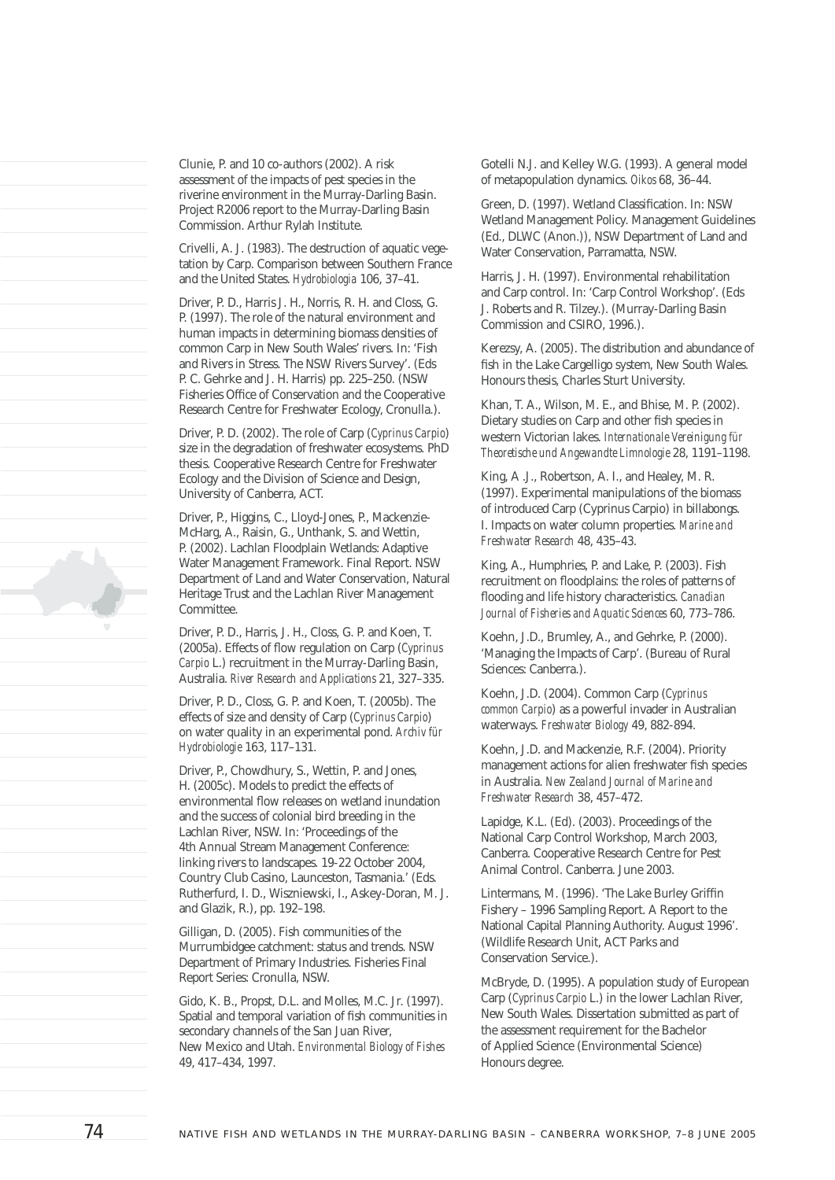Clunie, P. and 10 co-authors (2002). A risk assessment of the impacts of pest species in the riverine environment in the Murray-Darling Basin. Project R2006 report to the Murray-Darling Basin Commission. Arthur Rylah Institute.

Crivelli, A. J. (1983). The destruction of aquatic vegetation by Carp. Comparison between Southern France and the United States. *Hydrobiologia* 106, 37–41.

Driver, P. D., Harris J. H., Norris, R. H. and Closs, G. P. (1997). The role of the natural environment and human impacts in determining biomass densities of common Carp in New South Wales' rivers. In: 'Fish and Rivers in Stress. The NSW Rivers Survey'. (Eds P. C. Gehrke and J. H. Harris) pp. 225–250. (NSW Fisheries Office of Conservation and the Cooperative Research Centre for Freshwater Ecology, Cronulla.).

Driver, P. D. (2002). The role of Carp (*Cyprinus Carpio*) size in the degradation of freshwater ecosystems. PhD thesis. Cooperative Research Centre for Freshwater Ecology and the Division of Science and Design, University of Canberra, ACT.

Driver, P., Higgins, C., Lloyd-Jones, P., Mackenzie-McHarg, A., Raisin, G., Unthank, S. and Wettin, P. (2002). Lachlan Floodplain Wetlands: Adaptive Water Management Framework. Final Report. NSW Department of Land and Water Conservation, Natural Heritage Trust and the Lachlan River Management Committee.

Driver, P. D., Harris, J. H., Closs, G. P. and Koen, T. (2005a). Effects of flow regulation on Carp (*Cyprinus Carpio* L.) recruitment in the Murray-Darling Basin, Australia. *River Research and Applications* 21, 327–335.

Driver, P. D., Closs, G. P. and Koen, T. (2005b). The effects of size and density of Carp (*Cyprinus Carpio*) on water quality in an experimental pond. *Archiv für Hydrobiologie* 163, 117–131.

Driver, P., Chowdhury, S., Wettin, P. and Jones, H. (2005c). Models to predict the effects of environmental flow releases on wetland inundation and the success of colonial bird breeding in the Lachlan River, NSW. In: 'Proceedings of the 4th Annual Stream Management Conference: linking rivers to landscapes. 19-22 October 2004, Country Club Casino, Launceston, Tasmania.' (Eds. Rutherfurd, I. D., Wiszniewski, I., Askey-Doran, M. J. and Glazik, R.), pp. 192–198.

Gilligan, D. (2005). Fish communities of the Murrumbidgee catchment: status and trends. NSW Department of Primary Industries. Fisheries Final Report Series: Cronulla, NSW.

Gido, K. B., Propst, D.L. and Molles, M.C. Jr. (1997). Spatial and temporal variation of fish communities in secondary channels of the San Juan River, New Mexico and Utah. *Environmental Biology of Fishes* 49, 417–434, 1997.

Gotelli N.J. and Kelley W.G. (1993). A general model of metapopulation dynamics. *Oikos* 68, 36–44.

Green, D. (1997). Wetland Classification. In: NSW Wetland Management Policy. Management Guidelines (Ed., DLWC (Anon.)), NSW Department of Land and Water Conservation, Parramatta, NSW.

Harris, J. H. (1997). Environmental rehabilitation and Carp control. In: 'Carp Control Workshop'. (Eds J. Roberts and R. Tilzey.). (Murray-Darling Basin Commission and CSIRO, 1996.).

Kerezsy, A. (2005). The distribution and abundance of fish in the Lake Cargelligo system, New South Wales. Honours thesis, Charles Sturt University.

Khan, T. A., Wilson, M. E., and Bhise, M. P. (2002). Dietary studies on Carp and other fish species in western Victorian lakes. *Internationale Vereinigung für Theoretische und Angewandte Limnologie* 28, 1191–1198.

King, A .J., Robertson, A. I., and Healey, M. R. (1997). Experimental manipulations of the biomass of introduced Carp (Cyprinus Carpio) in billabongs. I. Impacts on water column properties. *Marine and Freshwater Research* 48, 435–43.

King, A., Humphries, P. and Lake, P. (2003). Fish recruitment on floodplains: the roles of patterns of flooding and life history characteristics. *Canadian Journal of Fisheries and Aquatic Sciences* 60, 773–786.

Koehn, J.D., Brumley, A., and Gehrke, P. (2000). 'Managing the Impacts of Carp'. (Bureau of Rural Sciences: Canberra.).

Koehn, J.D. (2004). Common Carp (*Cyprinus common Carpio*) as a powerful invader in Australian waterways. *Freshwater Biology* 49, 882-894.

Koehn, J.D. and Mackenzie, R.F. (2004). Priority management actions for alien freshwater fish species in Australia. *New Zealand Journal of Marine and Freshwater Research* 38, 457–472.

Lapidge, K.L. (Ed). (2003). Proceedings of the National Carp Control Workshop, March 2003, Canberra. Cooperative Research Centre for Pest Animal Control. Canberra. June 2003.

Lintermans, M. (1996). 'The Lake Burley Griffin Fishery – 1996 Sampling Report. A Report to the National Capital Planning Authority. August 1996'. (Wildlife Research Unit, ACT Parks and Conservation Service.).

McBryde, D. (1995). A population study of European Carp (*Cyprinus Carpio* L.) in the lower Lachlan River, New South Wales. Dissertation submitted as part of the assessment requirement for the Bachelor of Applied Science (Environmental Science) Honours degree.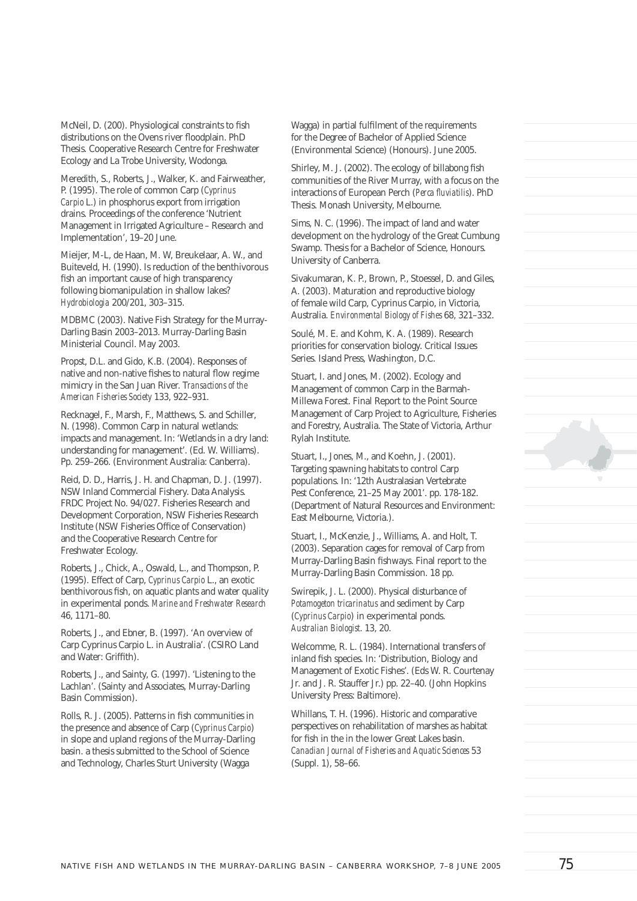McNeil, D. (200). Physiological constraints to fish distributions on the Ovens river floodplain. PhD Thesis. Cooperative Research Centre for Freshwater Ecology and La Trobe University, Wodonga.

Meredith, S., Roberts, J., Walker, K. and Fairweather, P. (1995). The role of common Carp (*Cyprinus Carpio* L.) in phosphorus export from irrigation drains. Proceedings of the conference 'Nutrient Management in Irrigated Agriculture – Research and Implementation', 19–20 June.

Mieijer, M-L, de Haan, M. W, Breukelaar, A. W., and Buiteveld, H. (1990). Is reduction of the benthivorous fish an important cause of high transparency following biomanipulation in shallow lakes? *Hydrobiologia* 200/201, 303–315.

MDBMC (2003). Native Fish Strategy for the Murray-Darling Basin 2003–2013. Murray-Darling Basin Ministerial Council. May 2003.

Propst, D.L. and Gido, K.B. (2004). Responses of native and non-native fishes to natural flow regime mimicry in the San Juan River. *Transactions of the American Fisheries Society* 133, 922–931.

Recknagel, F., Marsh, F., Matthews, S. and Schiller, N. (1998). Common Carp in natural wetlands: impacts and management. In: 'Wetlands in a dry land: understanding for management'. (Ed. W. Williams). Pp. 259–266. (Environment Australia: Canberra).

Reid, D. D., Harris, J. H. and Chapman, D. J. (1997). NSW Inland Commercial Fishery. Data Analysis. FRDC Project No. 94/027. Fisheries Research and Development Corporation, NSW Fisheries Research Institute (NSW Fisheries Office of Conservation) and the Cooperative Research Centre for Freshwater Ecology.

Roberts, J., Chick, A., Oswald, L., and Thompson, P. (1995). Effect of Carp, *Cyprinus Carpio* L., an exotic benthivorous fish, on aquatic plants and water quality in experimental ponds. *Marine and Freshwater Research* 46, 1171–80.

Roberts, J., and Ebner, B. (1997). 'An overview of Carp Cyprinus Carpio L. in Australia'. (CSIRO Land and Water: Griffith).

Roberts, J., and Sainty, G. (1997). 'Listening to the Lachlan'. (Sainty and Associates, Murray-Darling Basin Commission).

Rolls, R. J. (2005). Patterns in fish communities in the presence and absence of Carp (*Cyprinus Carpio*) in slope and upland regions of the Murray-Darling basin. a thesis submitted to the School of Science and Technology, Charles Sturt University (Wagga Wagga) in partial fulfilment of the requirements for the Degree of Bachelor of Applied Science (Environmental Science) (Honours). June 2005.

Shirley, M. J. (2002). The ecology of billabong fish communities of the River Murray, with a focus on the interactions of European Perch (*Perca fluviatilis*). PhD Thesis. Monash University, Melbourne.

Sims, N. C. (1996). The impact of land and water development on the hydrology of the Great Cumbung Swamp. Thesis for a Bachelor of Science, Honours. University of Canberra.

Sivakumaran, K. P., Brown, P., Stoessel, D. and Giles, A. (2003). Maturation and reproductive biology of female wild Carp, Cyprinus Carpio, in Victoria, Australia. *Environmental Biology of Fishes* 68, 321–332.

Soulé, M. E. and Kohm, K. A. (1989). Research priorities for conservation biology. Critical Issues Series. Island Press, Washington, D.C.

Stuart, I. and Jones, M. (2002). Ecology and Management of common Carp in the Barmah-Millewa Forest. Final Report to the Point Source Management of Carp Project to Agriculture, Fisheries and Forestry, Australia. The State of Victoria, Arthur Rylah Institute.

Stuart, I., Jones, M., and Koehn, J. (2001). Targeting spawning habitats to control Carp populations. In: '12th Australasian Vertebrate Pest Conference, 21–25 May 2001'. pp. 178-182. (Department of Natural Resources and Environment: East Melbourne, Victoria.).

Stuart, I., McKenzie, J., Williams, A. and Holt, T. (2003). Separation cages for removal of Carp from Murray-Darling Basin fishways. Final report to the Murray-Darling Basin Commission. 18 pp.

Swirepik, J. L. (2000). Physical disturbance of *Potamogeton tricarinatus* and sediment by Carp (*Cyprinus Carpio*) in experimental ponds. *Australian Biologist*. 13, 20.

Welcomme, R. L. (1984). International transfers of inland fish species. In: 'Distribution, Biology and Management of Exotic Fishes'. (Eds W. R. Courtenay Jr. and J. R. Stauffer Jr.) pp. 22–40. (John Hopkins University Press: Baltimore).

Whillans, T. H. (1996). Historic and comparative perspectives on rehabilitation of marshes as habitat for fish in the in the lower Great Lakes basin. *Canadian Journal of Fisheries and Aquatic Sciences* 53 (Suppl. 1), 58–66.